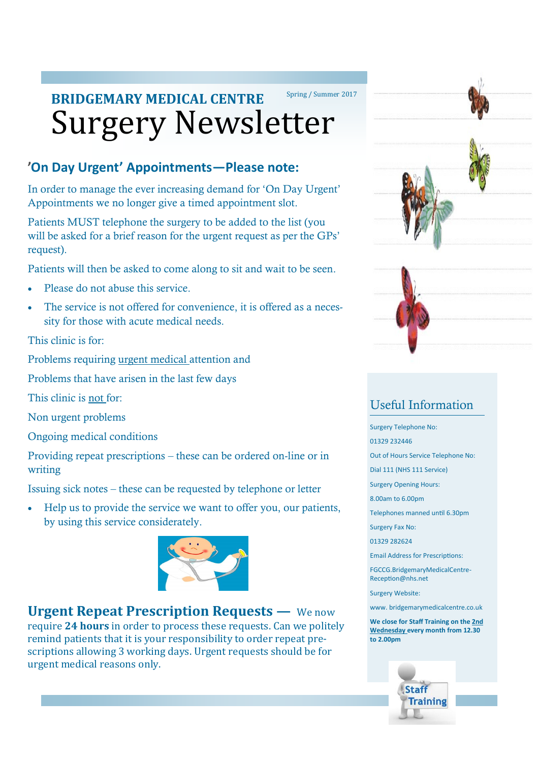# BRIDGEMARY MEDICAL CENTRE

Spring / Summer 2017

# Surgery Newsletter

## 'On Day Urgent' Appointments—Please note:

In order to manage the ever increasing demand for 'On Day Urgent' Appointments we no longer give a timed appointment slot.

Patients MUST telephone the surgery to be added to the list (you will be asked for a brief reason for the urgent request as per the GPs' request).

Patients will then be asked to come along to sit and wait to be seen.

- Please do not abuse this service.
- The service is not offered for convenience, it is offered as a necessity for those with acute medical needs.

This clinic is for:

Problems requiring urgent medical attention and

Problems that have arisen in the last few days

This clinic is not for:

Non urgent problems

Ongoing medical conditions

Providing repeat prescriptions – these can be ordered on-line or in writing

Issuing sick notes – these can be requested by telephone or letter

- Help us to provide the service we want to offer you, our patients, by using this service considerately.

**Urgent Repeat Prescription Requests —** We now require **24 hours** in order to process these requests. Can we politely remind patients that it is your responsibility to order repeat prescriptions allowing 3 working days. Urgent requests should be for urgent medical reasons only.

## Useful Information

Surgery Telephone No:

01329 232446

Out of Hours Service Telephone No:

Dial 111 (NHS 111 Service)

Surgery Opening Hours:

8.00am to 6.00pm

Telephones manned until 6.30pm

Surgery Fax No:

01329 282624

Email Address for Prescriptions:

FGCCG.BridgemaryMedicalCentre-Reception@nhs.net

Surgery Website:

www. bridgemarymedicalcentre.co.uk

**We close for Staff Training on the 2nd Wednesday every month from 12.30 to 2.00pm**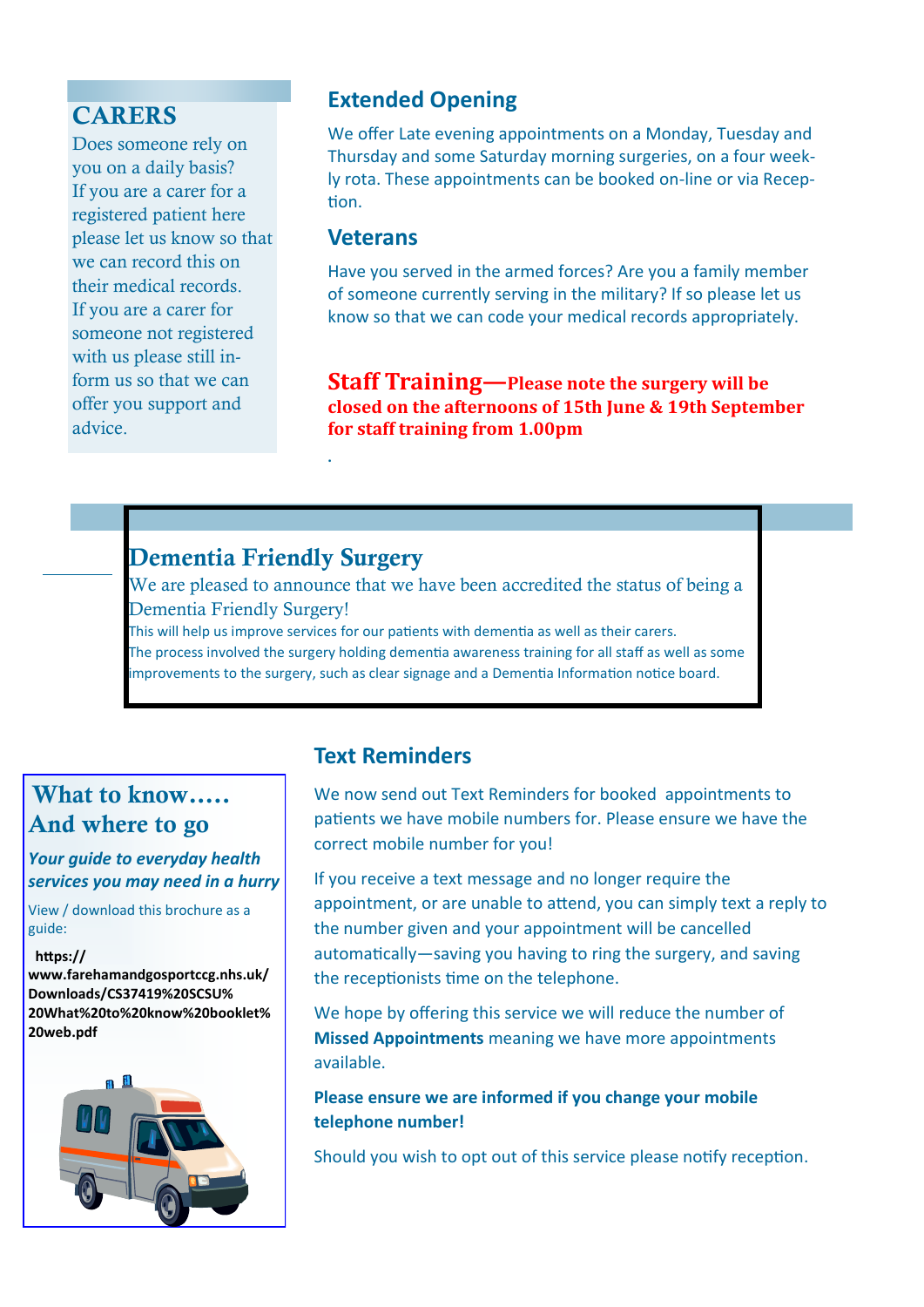## CARERS

Does someone rely on you on a daily basis? If you are a carer for a registered patient here please let us know so that we can record this on their medical records. If you are a carer for someone not registered with us please still inform us so that we can offer you support and advice.

## Extended Opening

We offer Late evening appointments on a Monday, Tuesday and Thursday and some Saturday morning surgeries, on a four weekly rota. These appointments can be booked on-line or via Reception.

## Veterans

Have you served in the armed forces? Are you a family member of someone currently serving in the military? If so please let us know so that we can code your medical records appropriately.

**Staff Training—Please note the surgery will be closed on the afternoons of 15th June & 19th September for staff training from 1.00pm**

.

## Dementia Friendly Surgery

We are pleased to announce that we have been accredited the status of being a Dementia Friendly Surgery!

This will help us improve services for our patients with dementia as well as their carers.

The process involved the surgery holding dementia awareness training for all staff as well as some improvements to the surgery, such as clear signage and a Dementia Information notice board.

## What to know….. And where to go

***Your guide to everyday health services you may need in a hurry***

View / download this brochure as a guide:

**https://www.farehamandgosportccg.nhs.uk/Downloads/CS37419%20SCSU%20What%20to%20know%20booklet%20web.pdf**

## Text Reminders

We now send out Text Reminders for booked appointments to patients we have mobile numbers for. Please ensure we have the correct mobile number for you!

If you receive a text message and no longer require the appointment, or are unable to attend, you can simply text a reply to the number given and your appointment will be cancelled automatically—saving you having to ring the surgery, and saving the receptionists time on the telephone.

We hope by offering this service we will reduce the number of **Missed Appointments** meaning we have more appointments available.

**Please ensure we are informed if you change your mobile telephone number!**

Should you wish to opt out of this service please notify reception.